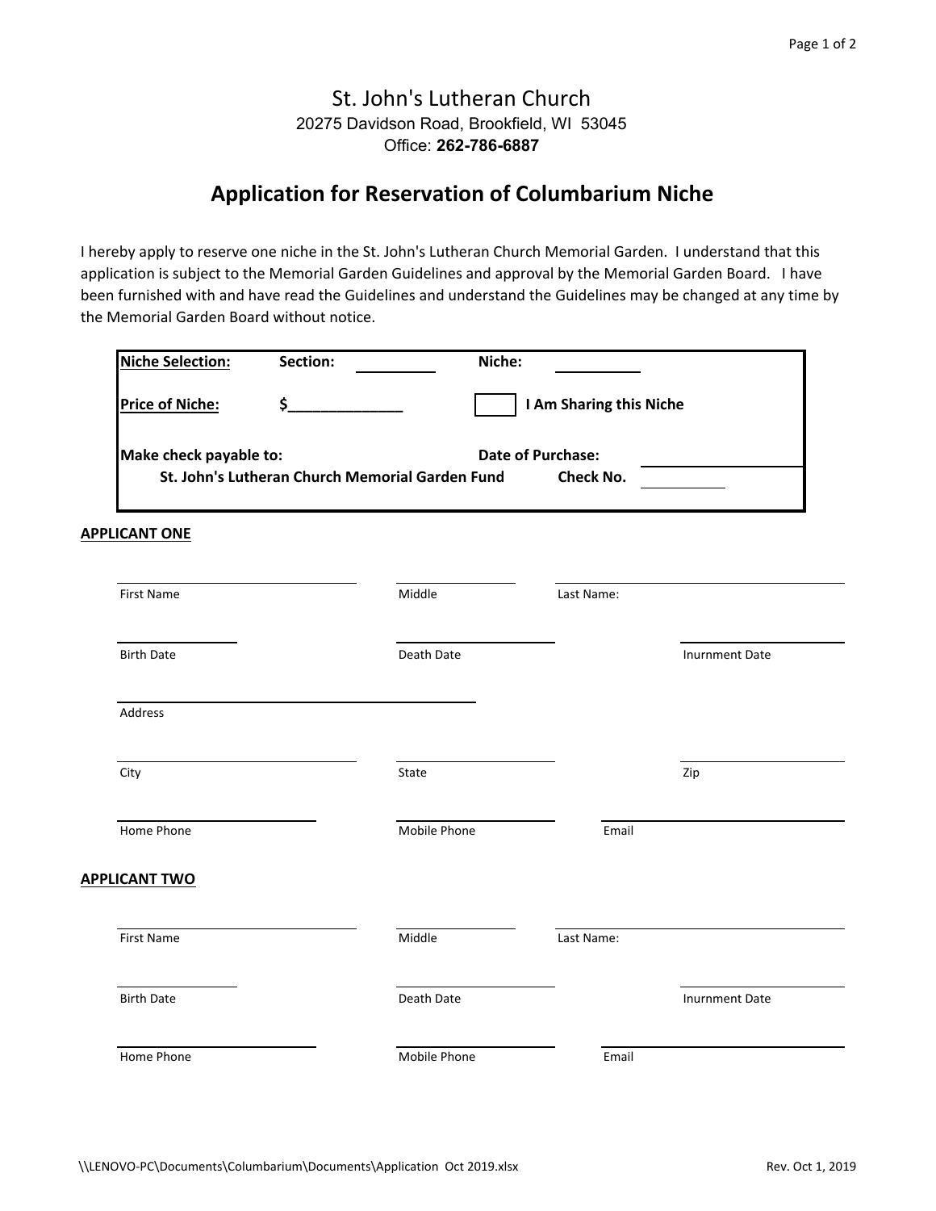St. John's Lutheran Church
20275 Davidson Road, Brookfield, WI 53045
Office: **262-786-6887**

# Application for Reservation of Columbarium Niche

I hereby apply to reserve one niche in the St. John's Lutheran Church Memorial Garden. I understand that this application is subject to the Memorial Garden Guidelines and approval by the Memorial Garden Board. I have been furnished with and have read the Guidelines and understand the Guidelines may be changed at any time by the Memorial Garden Board without notice.

**Niche Selection:** **Section:** ________ **Niche:** ________

**Price of Niche:** **$______________** ☐ **I Am Sharing this Niche**

**Make check payable to:** **Date of Purchase:** ____________
**St. John's Lutheran Church Memorial Garden Fund** **Check No.** ________

**APPLICANT ONE**

First Name ____________ Middle ____________ Last Name: ____________

Birth Date ____________ Death Date ____________ Inurnment Date ____________

Address ____________

City ____________ State ____________ Zip ____________

Home Phone ____________ Mobile Phone ____________ Email ____________

**APPLICANT TWO**

First Name ____________ Middle ____________ Last Name: ____________

Birth Date ____________ Death Date ____________ Inurnment Date ____________

Home Phone ____________ Mobile Phone ____________ Email ____________

\\LENOVO-PC\Documents\Columbarium\Documents\Application Oct 2019.xlsx Rev. Oct 1, 2019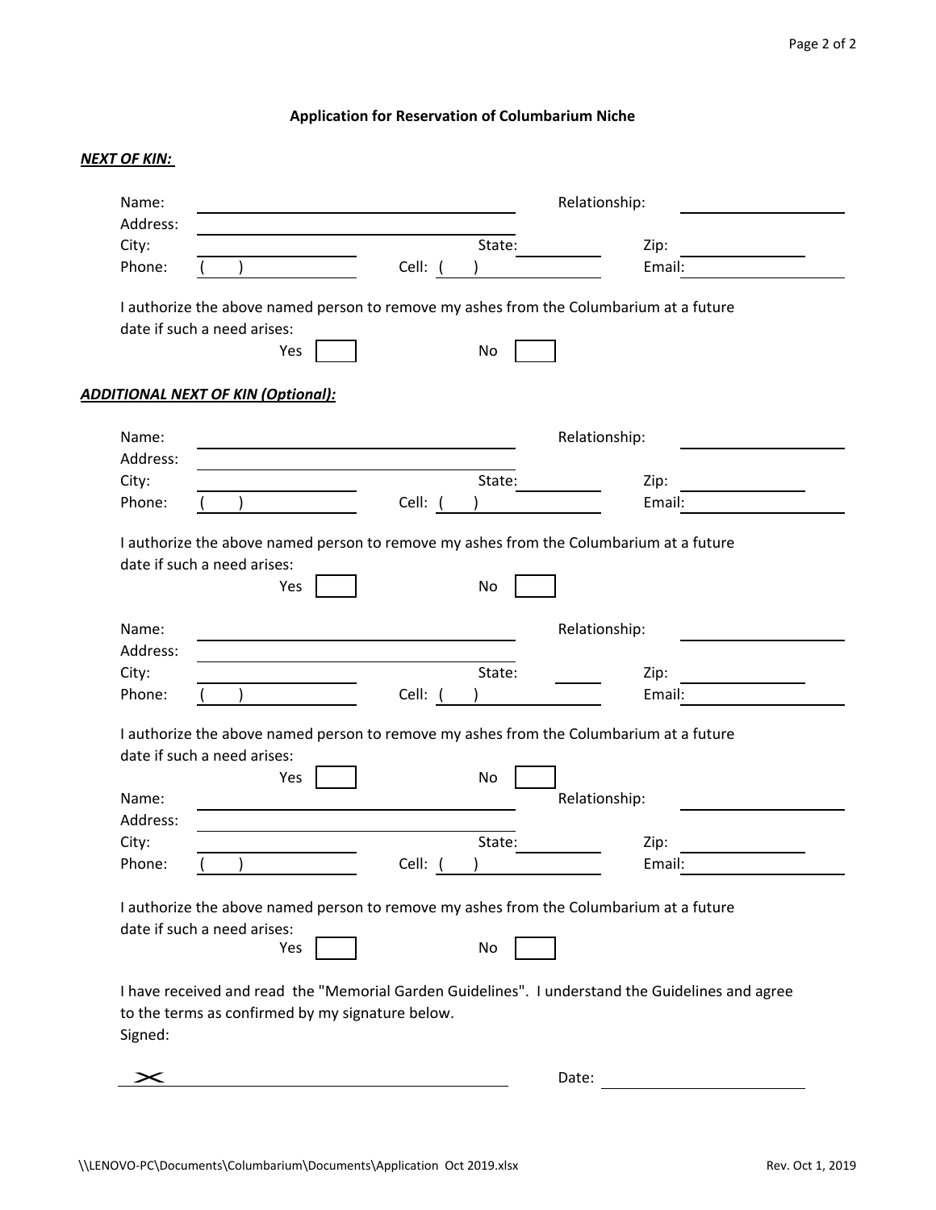### Application for Reservation of Columbarium Niche

***NEXT OF KIN:***

Name: ______________________ Relationship: ______________
Address: ______________________
City: ______________ State: ________ Zip: __________
Phone: (   ) ______________ Cell: (   ) ______________ Email: ______________

I authorize the above named person to remove my ashes from the Columbarium at a future date if such a need arises:

Yes [ ]    No [ ]

***ADDITIONAL NEXT OF KIN (Optional):***

Name: ______________________ Relationship: ______________
Address: ______________________
City: ______________ State: ________ Zip: __________
Phone: (   ) ______________ Cell: (   ) ______________ Email: ______________

I authorize the above named person to remove my ashes from the Columbarium at a future date if such a need arises:

Yes [ ]    No [ ]

Name: ______________________ Relationship: ______________
Address: ______________________
City: ______________ State: ________ Zip: __________
Phone: (   ) ______________ Cell: (   ) ______________ Email: ______________

I authorize the above named person to remove my ashes from the Columbarium at a future date if such a need arises:

Yes [ ]    No [ ]

Name: ______________________ Relationship: ______________
Address: ______________________
City: ______________ State: ________ Zip: __________
Phone: (   ) ______________ Cell: (   ) ______________ Email: ______________

I authorize the above named person to remove my ashes from the Columbarium at a future date if such a need arises:

Yes [ ]    No [ ]

I have received and read the "Memorial Garden Guidelines". I understand the Guidelines and agree to the terms as confirmed by my signature below.

Signed:

X ______________________________ Date: ______________

\\LENOVO-PC\Documents\Columbarium\Documents\Application Oct 2019.xlsx

Rev. Oct 1, 2019